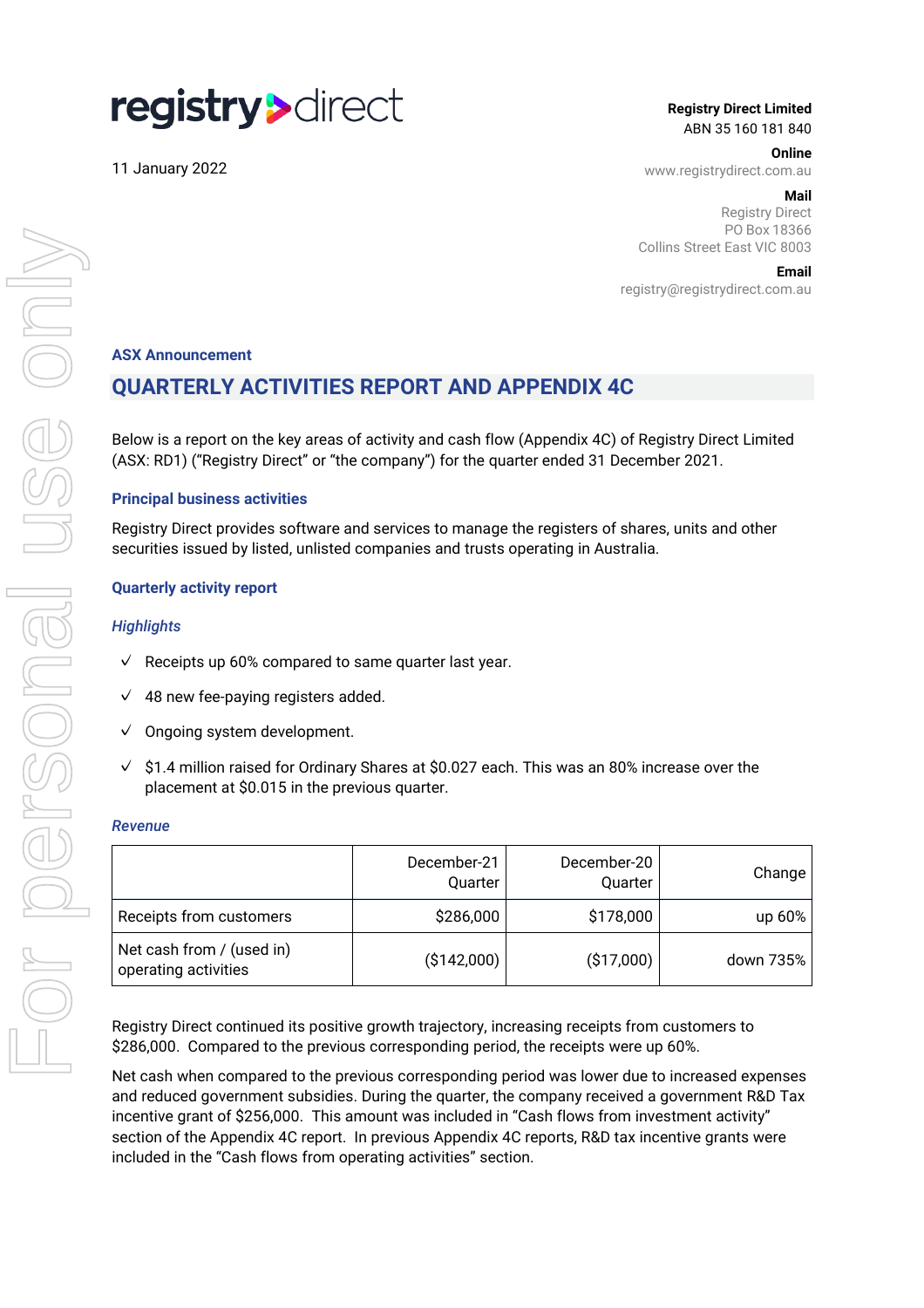registry direct

11 January 2022

**Registry Direct Limited**
ABN 35 160 181 840

**Online**
www.registrydirect.com.au

**Mail**
Registry Direct
PO Box 18366
Collins Street East VIC 8003

**Email**
registry@registrydirect.com.au

### ASX Announcement

# QUARTERLY ACTIVITIES REPORT AND APPENDIX 4C

Below is a report on the key areas of activity and cash flow (Appendix 4C) of Registry Direct Limited (ASX: RD1) ("Registry Direct" or "the company") for the quarter ended 31 December 2021.

## Principal business activities

Registry Direct provides software and services to manage the registers of shares, units and other securities issued by listed, unlisted companies and trusts operating in Australia.

## Quarterly activity report

### *Highlights*

- ✓ Receipts up 60% compared to same quarter last year.
- ✓ 48 new fee-paying registers added.
- ✓ Ongoing system development.
- ✓ $1.4 million raised for Ordinary Shares at $0.027 each. This was an 80% increase over the placement at $0.015 in the previous quarter.

### *Revenue*

| | December-21 Quarter | December-20 Quarter | Change |
|---|---|---|---|
| Receipts from customers | $286,000 | $178,000 | up 60% |
| Net cash from / (used in) operating activities | ($142,000) | ($17,000) | down 735% |

Registry Direct continued its positive growth trajectory, increasing receipts from customers to $286,000. Compared to the previous corresponding period, the receipts were up 60%.

Net cash when compared to the previous corresponding period was lower due to increased expenses and reduced government subsidies. During the quarter, the company received a government R&D Tax incentive grant of $256,000. This amount was included in "Cash flows from investment activity" section of the Appendix 4C report. In previous Appendix 4C reports, R&D tax incentive grants were included in the "Cash flows from operating activities" section.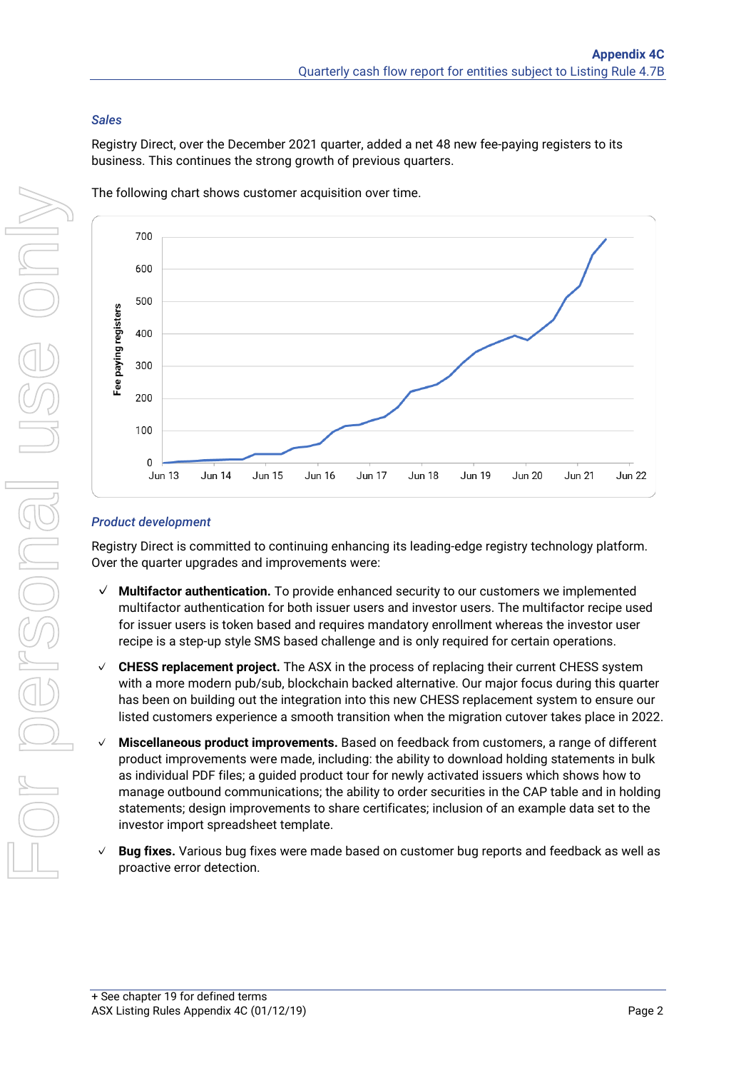### *Sales*

Registry Direct, over the December 2021 quarter, added a net 48 new fee-paying registers to its business. This continues the strong growth of previous quarters.

The following chart shows customer acquisition over time.

### *Product development*

Registry Direct is committed to continuing enhancing its leading-edge registry technology platform. Over the quarter upgrades and improvements were:

- ✓ **Multifactor authentication.** To provide enhanced security to our customers we implemented multifactor authentication for both issuer users and investor users. The multifactor recipe used for issuer users is token based and requires mandatory enrollment whereas the investor user recipe is a step-up style SMS based challenge and is only required for certain operations.
- ✓ **CHESS replacement project.** The ASX in the process of replacing their current CHESS system with a more modern pub/sub, blockchain backed alternative. Our major focus during this quarter has been on building out the integration into this new CHESS replacement system to ensure our listed customers experience a smooth transition when the migration cutover takes place in 2022.
- ✓ **Miscellaneous product improvements.** Based on feedback from customers, a range of different product improvements were made, including: the ability to download holding statements in bulk as individual PDF files; a guided product tour for newly activated issuers which shows how to manage outbound communications; the ability to order securities in the CAP table and in holding statements; design improvements to share certificates; inclusion of an example data set to the investor import spreadsheet template.
- ✓ **Bug fixes.** Various bug fixes were made based on customer bug reports and feedback as well as proactive error detection.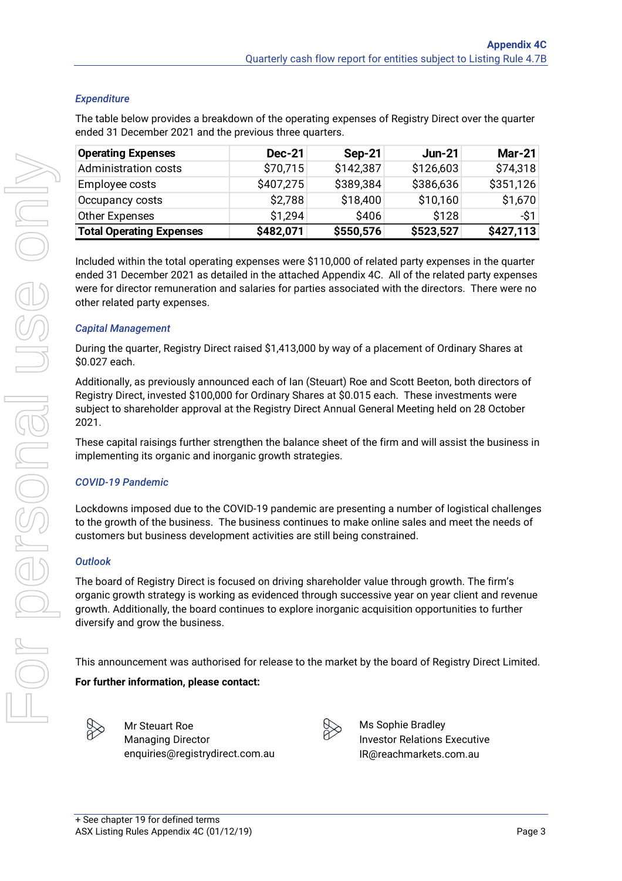### *Expenditure*

The table below provides a breakdown of the operating expenses of Registry Direct over the quarter ended 31 December 2021 and the previous three quarters.

| **Operating Expenses** | **Dec-21** | **Sep-21** | **Jun-21** | **Mar-21** |
|---|---|---|---|---|
| Administration costs | $70,715 | $142,387 | $126,603 | $74,318 |
| Employee costs | $407,275 | $389,384 | $386,636 | $351,126 |
| Occupancy costs | $2,788 | $18,400 | $10,160 | $1,670 |
| Other Expenses | $1,294 | $406 | $128 | -$1 |
| **Total Operating Expenses** | **$482,071** | **$550,576** | **$523,527** | **$427,113** |

Included within the total operating expenses were $110,000 of related party expenses in the quarter ended 31 December 2021 as detailed in the attached Appendix 4C. All of the related party expenses were for director remuneration and salaries for parties associated with the directors. There were no other related party expenses.

### *Capital Management*

During the quarter, Registry Direct raised $1,413,000 by way of a placement of Ordinary Shares at $0.027 each.

Additionally, as previously announced each of Ian (Steuart) Roe and Scott Beeton, both directors of Registry Direct, invested $100,000 for Ordinary Shares at $0.015 each. These investments were subject to shareholder approval at the Registry Direct Annual General Meeting held on 28 October 2021.

These capital raisings further strengthen the balance sheet of the firm and will assist the business in implementing its organic and inorganic growth strategies.

### *COVID-19 Pandemic*

Lockdowns imposed due to the COVID-19 pandemic are presenting a number of logistical challenges to the growth of the business. The business continues to make online sales and meet the needs of customers but business development activities are still being constrained.

### *Outlook*

The board of Registry Direct is focused on driving shareholder value through growth. The firm's organic growth strategy is working as evidenced through successive year on year client and revenue growth. Additionally, the board continues to explore inorganic acquisition opportunities to further diversify and grow the business.

This announcement was authorised for release to the market by the board of Registry Direct Limited.

**For further information, please contact:**

Mr Steuart Roe
Managing Director
enquiries@registrydirect.com.au

Ms Sophie Bradley
Investor Relations Executive
IR@reachmarkets.com.au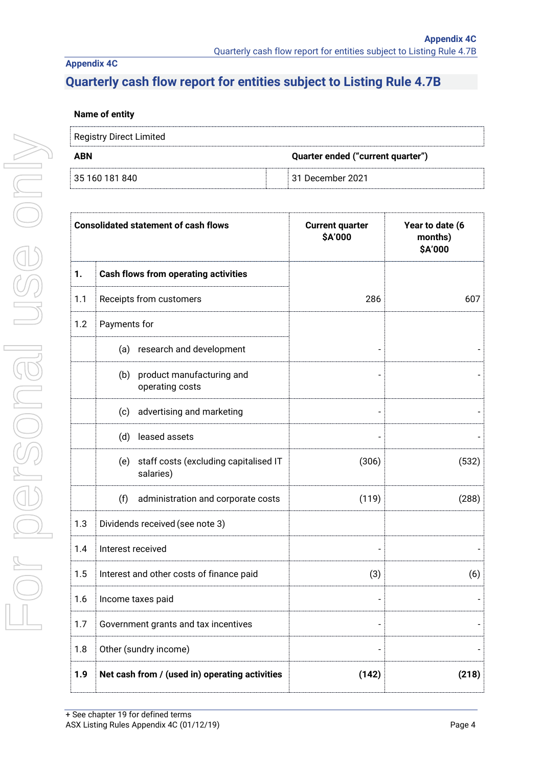## Appendix 4C

# Quarterly cash flow report for entities subject to Listing Rule 4.7B

**Name of entity**

| Registry Direct Limited | |
|---|---|
| **ABN** | **Quarter ended ("current quarter")** |
| 35 160 181 840 | 31 December 2021 |

| | **Consolidated statement of cash flows** | **Current quarter $A'000** | **Year to date (6 months) $A'000** |
|---|---|---|---|
| **1.** | **Cash flows from operating activities** | | |
| 1.1 | Receipts from customers | 286 | 607 |
| 1.2 | Payments for | | |
| | (a) research and development | - | - |
| | (b) product manufacturing and operating costs | - | - |
| | (c) advertising and marketing | - | - |
| | (d) leased assets | - | - |
| | (e) staff costs (excluding capitalised IT salaries) | (306) | (532) |
| | (f) administration and corporate costs | (119) | (288) |
| 1.3 | Dividends received (see note 3) | | |
| 1.4 | Interest received | - | - |
| 1.5 | Interest and other costs of finance paid | (3) | (6) |
| 1.6 | Income taxes paid | - | - |
| 1.7 | Government grants and tax incentives | - | - |
| 1.8 | Other (sundry income) | - | - |
| **1.9** | **Net cash from / (used in) operating activities** | **(142)** | **(218)** |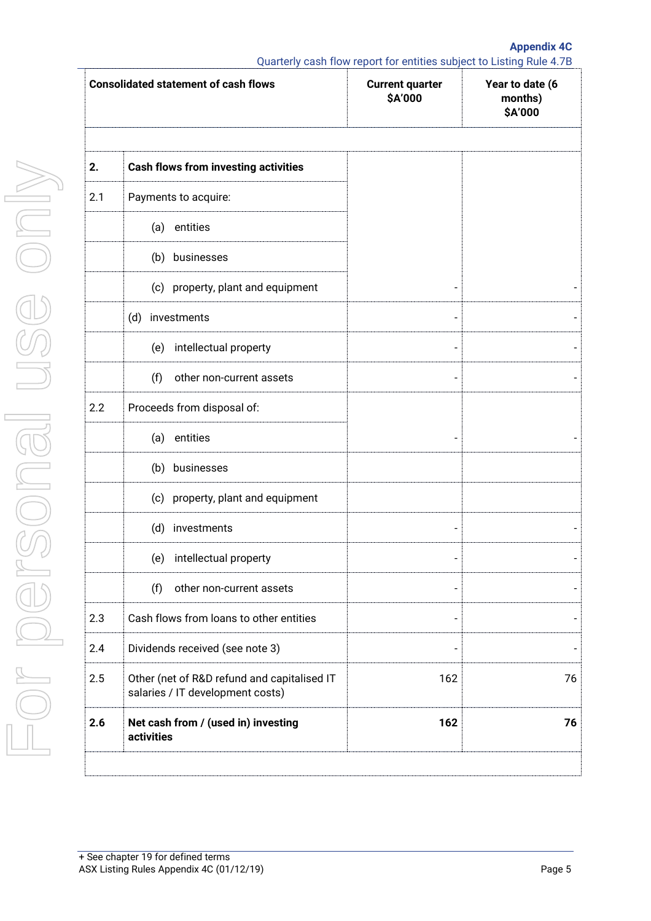| Consolidated statement of cash flows | | Current quarter $A'000 | Year to date (6 months) $A'000 |
|---|---|---|---|
| **2.** | **Cash flows from investing activities** | | |
| 2.1 | Payments to acquire: | | |
| | (a) entities | | |
| | (b) businesses | | |
| | (c) property, plant and equipment | - | - |
| | (d) investments | - | - |
| | (e) intellectual property | - | - |
| | (f) other non-current assets | - | - |
| 2.2 | Proceeds from disposal of: | | |
| | (a) entities | - | - |
| | (b) businesses | | |
| | (c) property, plant and equipment | | |
| | (d) investments | - | - |
| | (e) intellectual property | - | - |
| | (f) other non-current assets | - | - |
| 2.3 | Cash flows from loans to other entities | - | - |
| 2.4 | Dividends received (see note 3) | - | - |
| 2.5 | Other (net of R&D refund and capitalised IT salaries / IT development costs) | 162 | 76 |
| **2.6** | **Net cash from / (used in) investing activities** | **162** | **76** |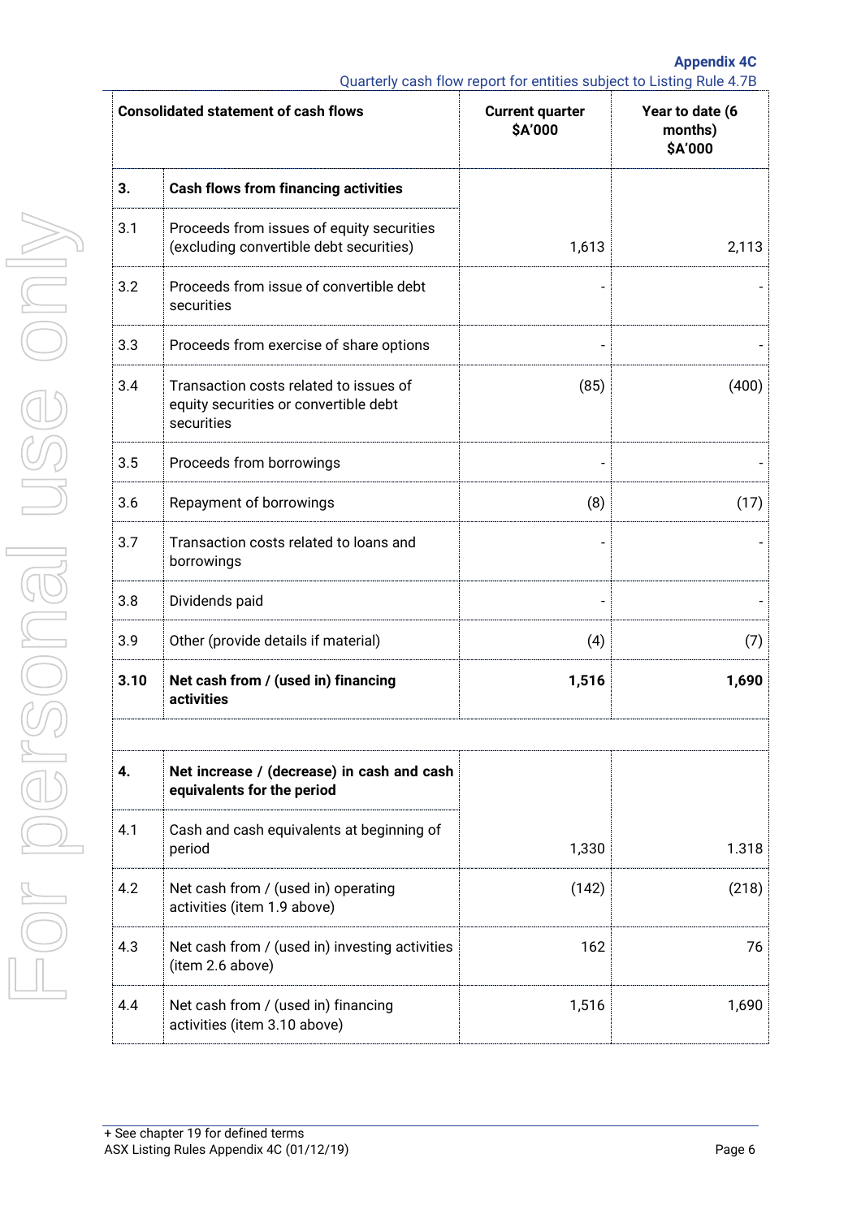| Consolidated statement of cash flows | | Current quarter $A'000 | Year to date (6 months) $A'000 |
|---|---|---|---|
| **3.** | **Cash flows from financing activities** | | |
| 3.1 | Proceeds from issues of equity securities (excluding convertible debt securities) | 1,613 | 2,113 |
| 3.2 | Proceeds from issue of convertible debt securities | - | - |
| 3.3 | Proceeds from exercise of share options | - | - |
| 3.4 | Transaction costs related to issues of equity securities or convertible debt securities | (85) | (400) |
| 3.5 | Proceeds from borrowings | - | - |
| 3.6 | Repayment of borrowings | (8) | (17) |
| 3.7 | Transaction costs related to loans and borrowings | - | - |
| 3.8 | Dividends paid | - | - |
| 3.9 | Other (provide details if material) | (4) | (7) |
| **3.10** | **Net cash from / (used in) financing activities** | **1,516** | **1,690** |
| | | | |
| **4.** | **Net increase / (decrease) in cash and cash equivalents for the period** | | |
| 4.1 | Cash and cash equivalents at beginning of period | 1,330 | 1.318 |
| 4.2 | Net cash from / (used in) operating activities (item 1.9 above) | (142) | (218) |
| 4.3 | Net cash from / (used in) investing activities (item 2.6 above) | 162 | 76 |
| 4.4 | Net cash from / (used in) financing activities (item 3.10 above) | 1,516 | 1,690 |

+ See chapter 19 for defined terms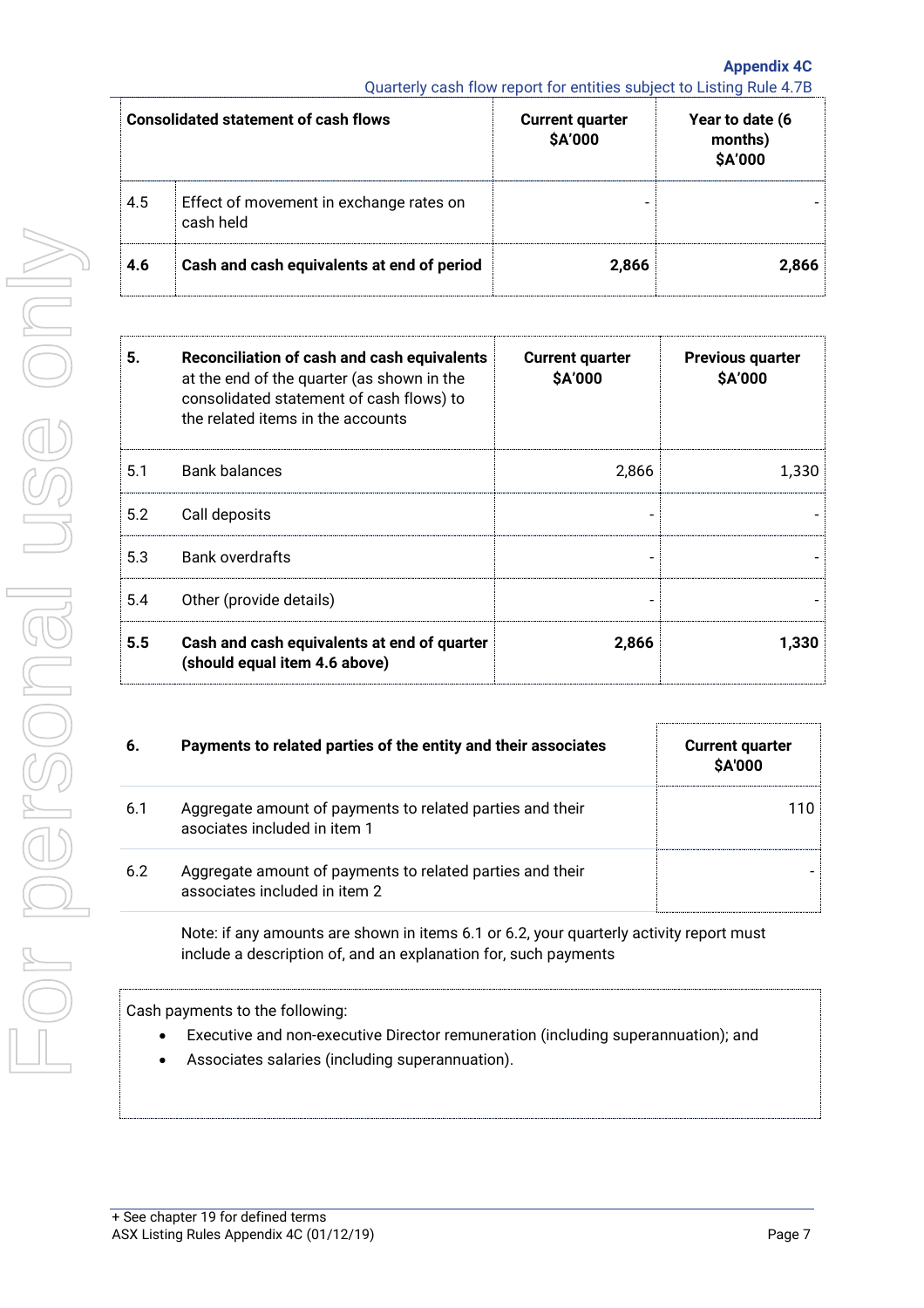| Consolidated statement of cash flows | | Current quarter $A'000 | Year to date (6 months) $A'000 |
|---|---|---|---|
| 4.5 | Effect of movement in exchange rates on cash held | - | - |
| **4.6** | **Cash and cash equivalents at end of period** | **2,866** | **2,866** |

| **5.** | **Reconciliation of cash and cash equivalents** at the end of the quarter (as shown in the consolidated statement of cash flows) to the related items in the accounts | **Current quarter $A'000** | **Previous quarter $A'000** |
|---|---|---|---|
| 5.1 | Bank balances | 2,866 | 1,330 |
| 5.2 | Call deposits | - | - |
| 5.3 | Bank overdrafts | - | - |
| 5.4 | Other (provide details) | - | - |
| **5.5** | **Cash and cash equivalents at end of quarter (should equal item 4.6 above)** | **2,866** | **1,330** |

| **6.** | **Payments to related parties of the entity and their associates** | **Current quarter $A'000** |
|---|---|---|
| 6.1 | Aggregate amount of payments to related parties and their associates included in item 1 | 110 |
| 6.2 | Aggregate amount of payments to related parties and their associates included in item 2 | - |

Note: if any amounts are shown in items 6.1 or 6.2, your quarterly activity report must include a description of, and an explanation for, such payments

Cash payments to the following:

- Executive and non-executive Director remuneration (including superannuation); and
- Associates salaries (including superannuation).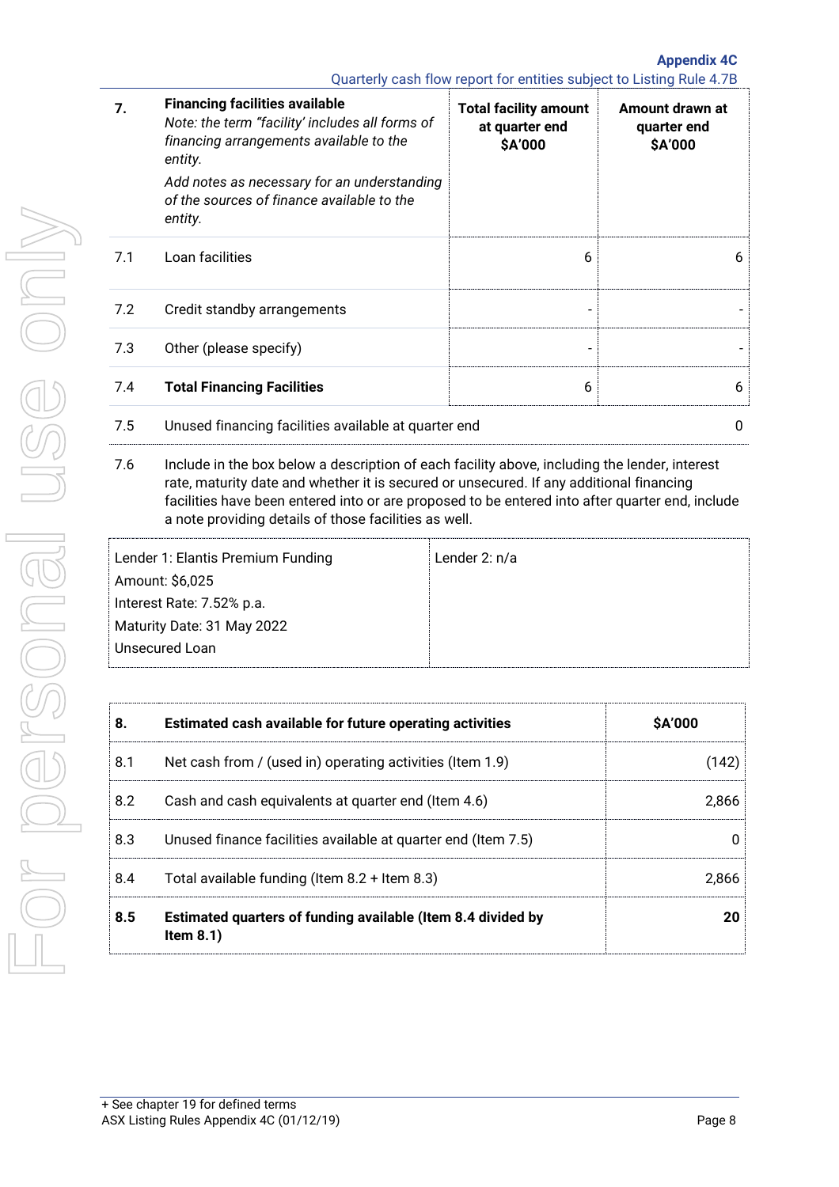| 7. | **Financing facilities available** *Note: the term "facility' includes all forms of financing arrangements available to the entity.* *Add notes as necessary for an understanding of the sources of finance available to the entity.* | **Total facility amount at quarter end $A'000** | **Amount drawn at quarter end $A'000** |
|---|---|---|---|
| 7.1 | Loan facilities | 6 | 6 |
| 7.2 | Credit standby arrangements | - | - |
| 7.3 | Other (please specify) | - | - |
| 7.4 | **Total Financing Facilities** | 6 | 6 |

| | | |
|---|---|---|
| 7.5 | Unused financing facilities available at quarter end | 0 |

7.6 Include in the box below a description of each facility above, including the lender, interest rate, maturity date and whether it is secured or unsecured. If any additional financing facilities have been entered into or are proposed to be entered into after quarter end, include a note providing details of those facilities as well.

| | |
|---|---|
| Lender 1: Elantis Premium Funding<br>Amount: $6,025<br>Interest Rate: 7.52% p.a.<br>Maturity Date: 31 May 2022<br>Unsecured Loan | Lender 2: n/a |

| 8. | **Estimated cash available for future operating activities** | **$A'000** |
|---|---|---|
| 8.1 | Net cash from / (used in) operating activities (Item 1.9) | (142) |
| 8.2 | Cash and cash equivalents at quarter end (Item 4.6) | 2,866 |
| 8.3 | Unused finance facilities available at quarter end (Item 7.5) | 0 |
| 8.4 | Total available funding (Item 8.2 + Item 8.3) | 2,866 |
| **8.5** | **Estimated quarters of funding available (Item 8.4 divided by Item 8.1)** | **20** |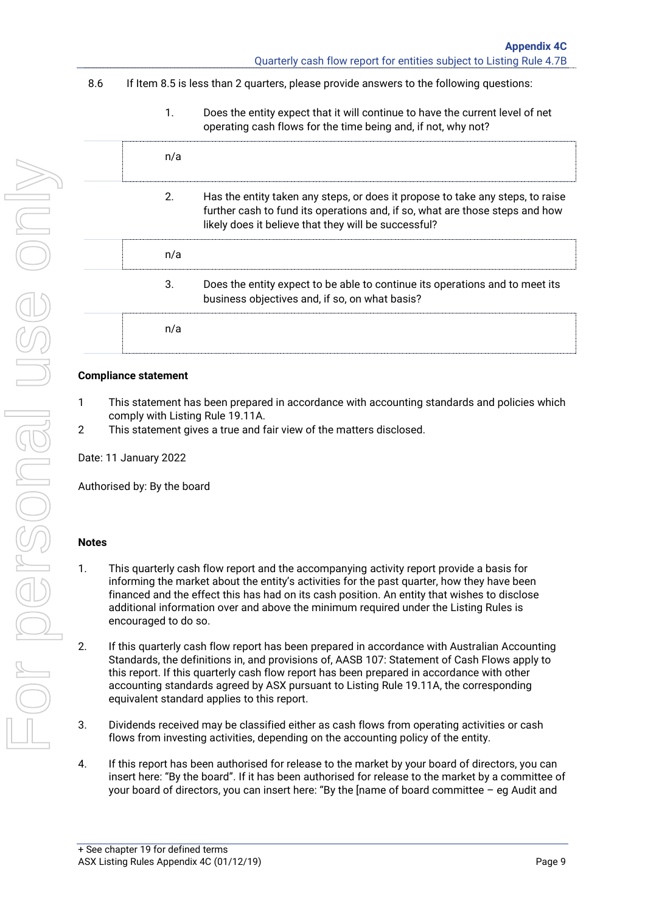8.6 If Item 8.5 is less than 2 quarters, please provide answers to the following questions:

1. Does the entity expect that it will continue to have the current level of net operating cash flows for the time being and, if not, why not?

n/a

2. Has the entity taken any steps, or does it propose to take any steps, to raise further cash to fund its operations and, if so, what are those steps and how likely does it believe that they will be successful?

n/a

3. Does the entity expect to be able to continue its operations and to meet its business objectives and, if so, on what basis?

n/a

**Compliance statement**

1 This statement has been prepared in accordance with accounting standards and policies which comply with Listing Rule 19.11A.

2 This statement gives a true and fair view of the matters disclosed.

Date: 11 January 2022

Authorised by: By the board

**Notes**

1. This quarterly cash flow report and the accompanying activity report provide a basis for informing the market about the entity's activities for the past quarter, how they have been financed and the effect this has had on its cash position. An entity that wishes to disclose additional information over and above the minimum required under the Listing Rules is encouraged to do so.

2. If this quarterly cash flow report has been prepared in accordance with Australian Accounting Standards, the definitions in, and provisions of, AASB 107: Statement of Cash Flows apply to this report. If this quarterly cash flow report has been prepared in accordance with other accounting standards agreed by ASX pursuant to Listing Rule 19.11A, the corresponding equivalent standard applies to this report.

3. Dividends received may be classified either as cash flows from operating activities or cash flows from investing activities, depending on the accounting policy of the entity.

4. If this report has been authorised for release to the market by your board of directors, you can insert here: "By the board". If it has been authorised for release to the market by a committee of your board of directors, you can insert here: "By the [name of board committee – eg Audit and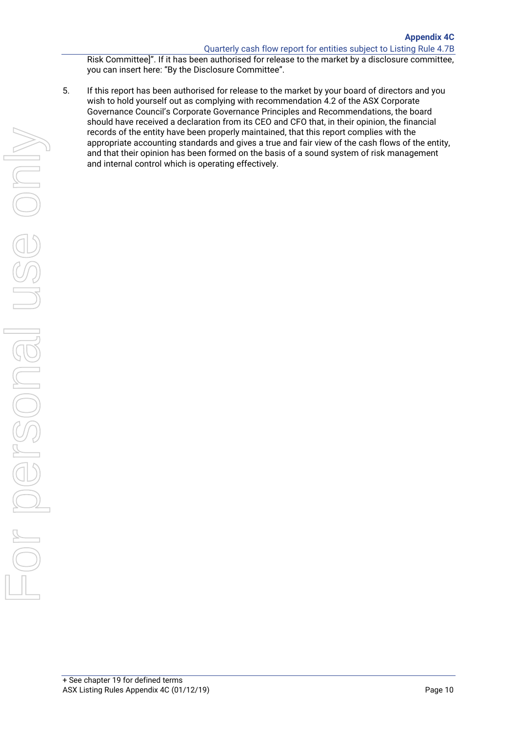Risk Committee]". If it has been authorised for release to the market by a disclosure committee, you can insert here: "By the Disclosure Committee".

5. If this report has been authorised for release to the market by your board of directors and you wish to hold yourself out as complying with recommendation 4.2 of the ASX Corporate Governance Council's Corporate Governance Principles and Recommendations, the board should have received a declaration from its CEO and CFO that, in their opinion, the financial records of the entity have been properly maintained, that this report complies with the appropriate accounting standards and gives a true and fair view of the cash flows of the entity, and that their opinion has been formed on the basis of a sound system of risk management and internal control which is operating effectively.